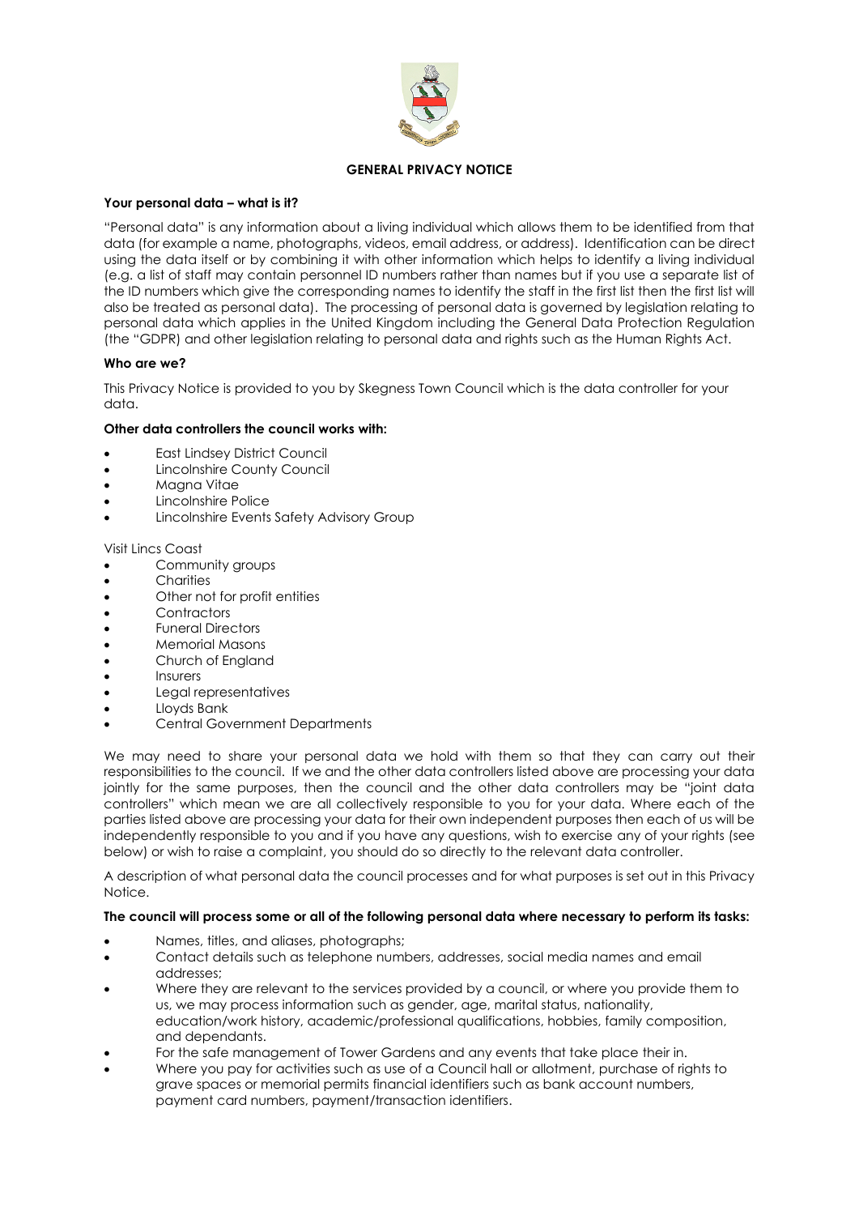## GENERAL PRIVACY NOTICE

**Your personal data – what is it?**

"Personal data" is any information about a living individual which allows them to be identified from that data (for example a name, photographs, videos, email address, or address). Identification can be direct using the data itself or by combining it with other information which helps to identify a living individual (e.g. a list of staff may contain personnel ID numbers rather than names but if you use a separate list of the ID numbers which give the corresponding names to identify the staff in the first list then the first list will also be treated as personal data). The processing of personal data is governed by legislation relating to personal data which applies in the United Kingdom including the General Data Protection Regulation (the "GDPR) and other legislation relating to personal data and rights such as the Human Rights Act.

**Who are we?**

This Privacy Notice is provided to you by Skegness Town Council which is the data controller for your data.

**Other data controllers the council works with:**

- East Lindsey District Council
- Lincolnshire County Council
- Magna Vitae
- Lincolnshire Police
- Lincolnshire Events Safety Advisory Group

Visit Lincs Coast

- Community groups
- Charities
- Other not for profit entities
- Contractors
- Funeral Directors
- Memorial Masons
- Church of England
- Insurers
- Legal representatives
- Lloyds Bank
- Central Government Departments

We may need to share your personal data we hold with them so that they can carry out their responsibilities to the council. If we and the other data controllers listed above are processing your data jointly for the same purposes, then the council and the other data controllers may be "joint data controllers" which mean we are all collectively responsible to you for your data. Where each of the parties listed above are processing your data for their own independent purposes then each of us will be independently responsible to you and if you have any questions, wish to exercise any of your rights (see below) or wish to raise a complaint, you should do so directly to the relevant data controller.

A description of what personal data the council processes and for what purposes is set out in this Privacy Notice.

**The council will process some or all of the following personal data where necessary to perform its tasks:**

- Names, titles, and aliases, photographs;
- Contact details such as telephone numbers, addresses, social media names and email addresses;
- Where they are relevant to the services provided by a council, or where you provide them to us, we may process information such as gender, age, marital status, nationality, education/work history, academic/professional qualifications, hobbies, family composition, and dependants.
- For the safe management of Tower Gardens and any events that take place their in.
- Where you pay for activities such as use of a Council hall or allotment, purchase of rights to grave spaces or memorial permits financial identifiers such as bank account numbers, payment card numbers, payment/transaction identifiers.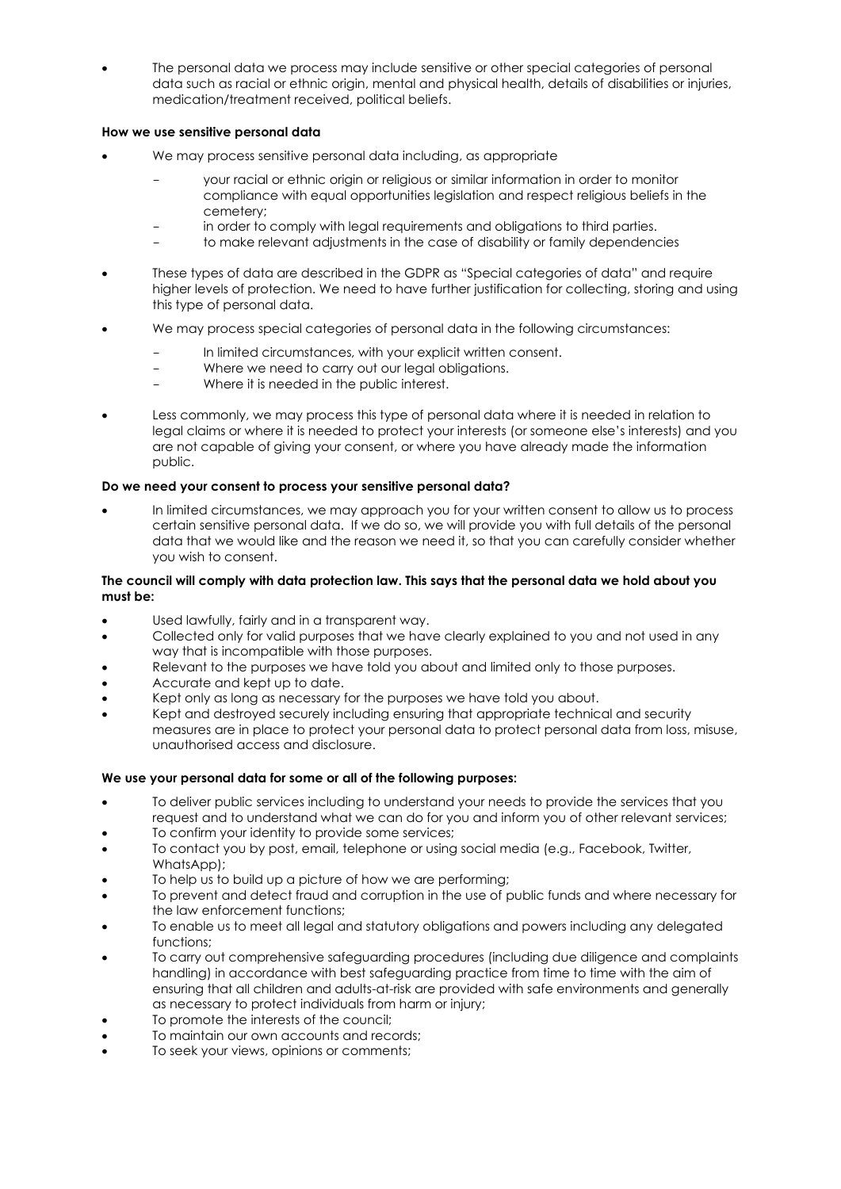- The personal data we process may include sensitive or other special categories of personal data such as racial or ethnic origin, mental and physical health, details of disabilities or injuries, medication/treatment received, political beliefs.

**How we use sensitive personal data**

- We may process sensitive personal data including, as appropriate
  - your racial or ethnic origin or religious or similar information in order to monitor compliance with equal opportunities legislation and respect religious beliefs in the cemetery;
  - in order to comply with legal requirements and obligations to third parties.
  - to make relevant adjustments in the case of disability or family dependencies
- These types of data are described in the GDPR as "Special categories of data" and require higher levels of protection. We need to have further justification for collecting, storing and using this type of personal data.
- We may process special categories of personal data in the following circumstances:
  - In limited circumstances, with your explicit written consent.
  - Where we need to carry out our legal obligations.
  - Where it is needed in the public interest.
- Less commonly, we may process this type of personal data where it is needed in relation to legal claims or where it is needed to protect your interests (or someone else's interests) and you are not capable of giving your consent, or where you have already made the information public.

**Do we need your consent to process your sensitive personal data?**

- In limited circumstances, we may approach you for your written consent to allow us to process certain sensitive personal data. If we do so, we will provide you with full details of the personal data that we would like and the reason we need it, so that you can carefully consider whether you wish to consent.

**The council will comply with data protection law. This says that the personal data we hold about you must be:**

- Used lawfully, fairly and in a transparent way.
- Collected only for valid purposes that we have clearly explained to you and not used in any way that is incompatible with those purposes.
- Relevant to the purposes we have told you about and limited only to those purposes.
- Accurate and kept up to date.
- Kept only as long as necessary for the purposes we have told you about.
- Kept and destroyed securely including ensuring that appropriate technical and security measures are in place to protect your personal data to protect personal data from loss, misuse, unauthorised access and disclosure.

**We use your personal data for some or all of the following purposes:**

- To deliver public services including to understand your needs to provide the services that you request and to understand what we can do for you and inform you of other relevant services;
- To confirm your identity to provide some services;
- To contact you by post, email, telephone or using social media (e.g., Facebook, Twitter, WhatsApp);
- To help us to build up a picture of how we are performing;
- To prevent and detect fraud and corruption in the use of public funds and where necessary for the law enforcement functions;
- To enable us to meet all legal and statutory obligations and powers including any delegated functions;
- To carry out comprehensive safeguarding procedures (including due diligence and complaints handling) in accordance with best safeguarding practice from time to time with the aim of ensuring that all children and adults-at-risk are provided with safe environments and generally as necessary to protect individuals from harm or injury;
- To promote the interests of the council;
- To maintain our own accounts and records;
- To seek your views, opinions or comments;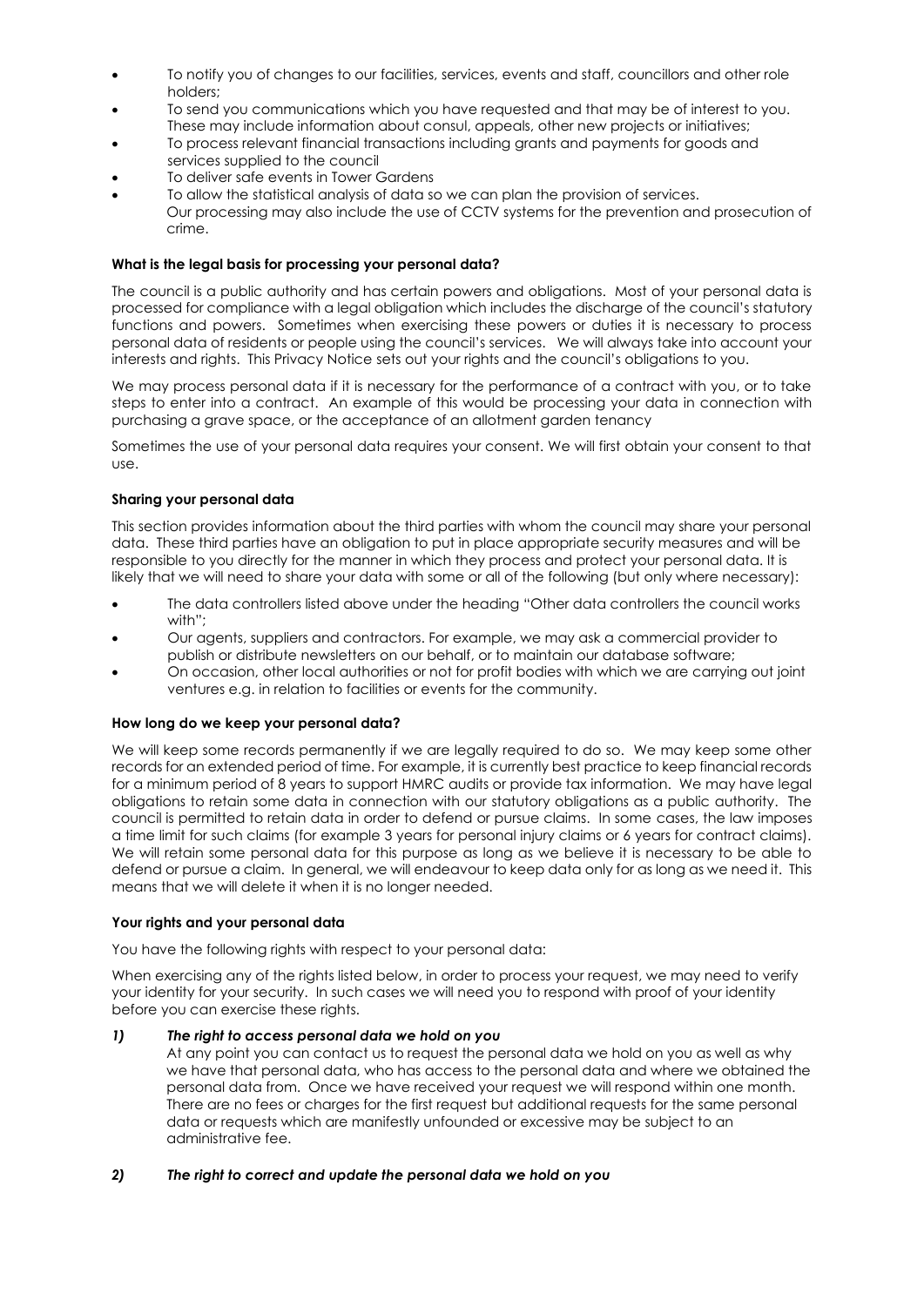- To notify you of changes to our facilities, services, events and staff, councillors and other role holders;
- To send you communications which you have requested and that may be of interest to you. These may include information about consul, appeals, other new projects or initiatives;
- To process relevant financial transactions including grants and payments for goods and services supplied to the council
- To deliver safe events in Tower Gardens
- To allow the statistical analysis of data so we can plan the provision of services.

  Our processing may also include the use of CCTV systems for the prevention and prosecution of crime.

**What is the legal basis for processing your personal data?**

The council is a public authority and has certain powers and obligations. Most of your personal data is processed for compliance with a legal obligation which includes the discharge of the council's statutory functions and powers. Sometimes when exercising these powers or duties it is necessary to process personal data of residents or people using the council's services. We will always take into account your interests and rights. This Privacy Notice sets out your rights and the council's obligations to you.

We may process personal data if it is necessary for the performance of a contract with you, or to take steps to enter into a contract. An example of this would be processing your data in connection with purchasing a grave space, or the acceptance of an allotment garden tenancy

Sometimes the use of your personal data requires your consent. We will first obtain your consent to that use.

**Sharing your personal data**

This section provides information about the third parties with whom the council may share your personal data. These third parties have an obligation to put in place appropriate security measures and will be responsible to you directly for the manner in which they process and protect your personal data. It is likely that we will need to share your data with some or all of the following (but only where necessary):

- The data controllers listed above under the heading "Other data controllers the council works with";
- Our agents, suppliers and contractors. For example, we may ask a commercial provider to publish or distribute newsletters on our behalf, or to maintain our database software;
- On occasion, other local authorities or not for profit bodies with which we are carrying out joint ventures e.g. in relation to facilities or events for the community.

**How long do we keep your personal data?**

We will keep some records permanently if we are legally required to do so. We may keep some other records for an extended period of time. For example, it is currently best practice to keep financial records for a minimum period of 8 years to support HMRC audits or provide tax information. We may have legal obligations to retain some data in connection with our statutory obligations as a public authority. The council is permitted to retain data in order to defend or pursue claims. In some cases, the law imposes a time limit for such claims (for example 3 years for personal injury claims or 6 years for contract claims). We will retain some personal data for this purpose as long as we believe it is necessary to be able to defend or pursue a claim. In general, we will endeavour to keep data only for as long as we need it. This means that we will delete it when it is no longer needed.

**Your rights and your personal data**

You have the following rights with respect to your personal data:

When exercising any of the rights listed below, in order to process your request, we may need to verify your identity for your security. In such cases we will need you to respond with proof of your identity before you can exercise these rights.

***1) The right to access personal data we hold on you***

At any point you can contact us to request the personal data we hold on you as well as why we have that personal data, who has access to the personal data and where we obtained the personal data from. Once we have received your request we will respond within one month. There are no fees or charges for the first request but additional requests for the same personal data or requests which are manifestly unfounded or excessive may be subject to an administrative fee.

***2) The right to correct and update the personal data we hold on you***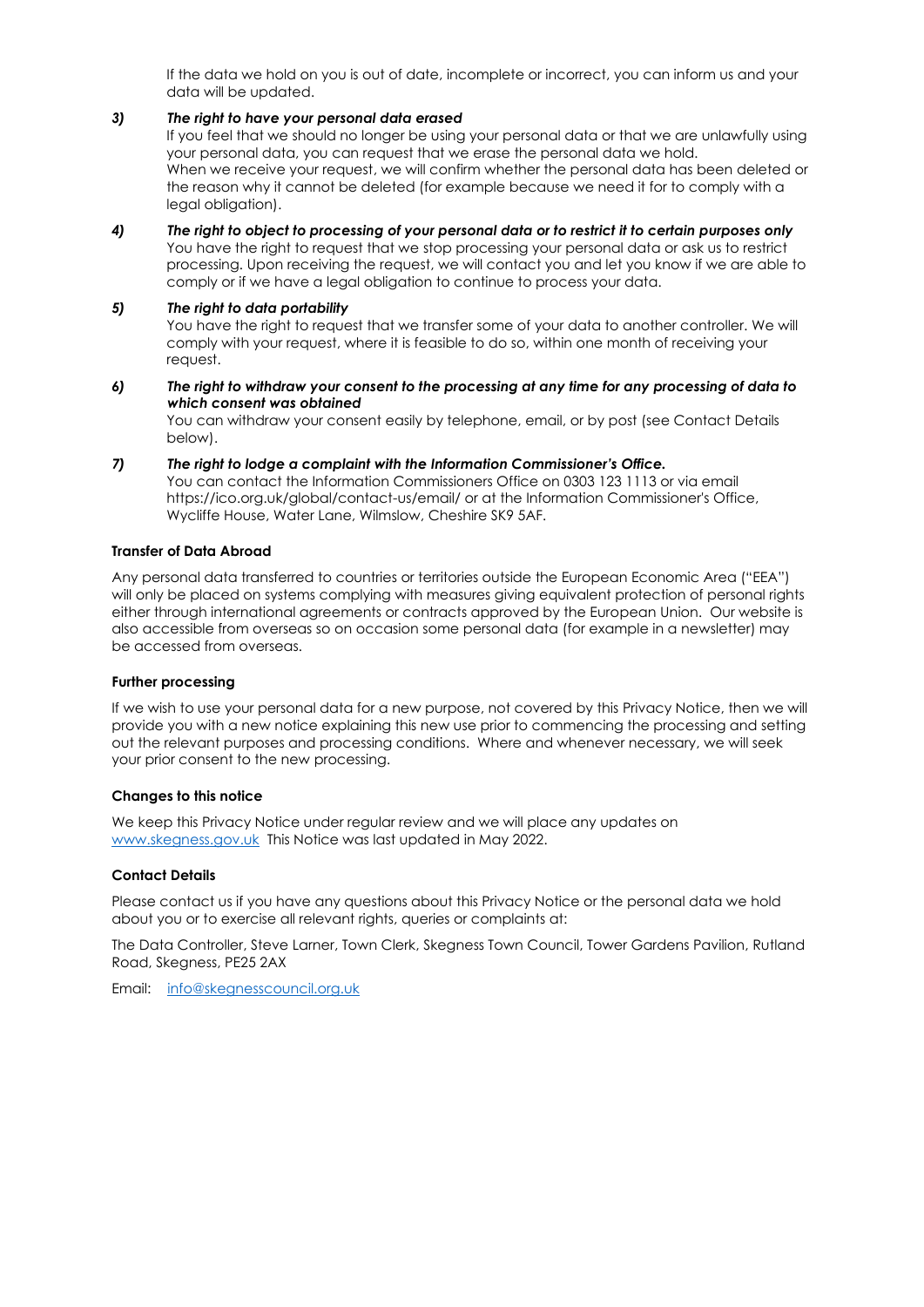If the data we hold on you is out of date, incomplete or incorrect, you can inform us and your data will be updated.

***3) The right to have your personal data erased***

If you feel that we should no longer be using your personal data or that we are unlawfully using your personal data, you can request that we erase the personal data we hold.
When we receive your request, we will confirm whether the personal data has been deleted or the reason why it cannot be deleted (for example because we need it for to comply with a legal obligation).

***4) The right to object to processing of your personal data or to restrict it to certain purposes only***

You have the right to request that we stop processing your personal data or ask us to restrict processing. Upon receiving the request, we will contact you and let you know if we are able to comply or if we have a legal obligation to continue to process your data.

***5) The right to data portability***

You have the right to request that we transfer some of your data to another controller. We will comply with your request, where it is feasible to do so, within one month of receiving your request.

***6) The right to withdraw your consent to the processing at any time for any processing of data to which consent was obtained***

You can withdraw your consent easily by telephone, email, or by post (see Contact Details below).

***7) The right to lodge a complaint with the Information Commissioner's Office.***

You can contact the Information Commissioners Office on 0303 123 1113 or via email https://ico.org.uk/global/contact-us/email/ or at the Information Commissioner's Office, Wycliffe House, Water Lane, Wilmslow, Cheshire SK9 5AF.

**Transfer of Data Abroad**

Any personal data transferred to countries or territories outside the European Economic Area ("EEA") will only be placed on systems complying with measures giving equivalent protection of personal rights either through international agreements or contracts approved by the European Union. Our website is also accessible from overseas so on occasion some personal data (for example in a newsletter) may be accessed from overseas.

**Further processing**

If we wish to use your personal data for a new purpose, not covered by this Privacy Notice, then we will provide you with a new notice explaining this new use prior to commencing the processing and setting out the relevant purposes and processing conditions. Where and whenever necessary, we will seek your prior consent to the new processing.

**Changes to this notice**

We keep this Privacy Notice under regular review and we will place any updates on [www.skegness.gov.uk](www.skegness.gov.uk) This Notice was last updated in May 2022.

**Contact Details**

Please contact us if you have any questions about this Privacy Notice or the personal data we hold about you or to exercise all relevant rights, queries or complaints at:

The Data Controller, Steve Larner, Town Clerk, Skegness Town Council, Tower Gardens Pavilion, Rutland Road, Skegness, PE25 2AX

Email: [info@skegnesscouncil.org.uk](mailto:info@skegnesscouncil.org.uk)